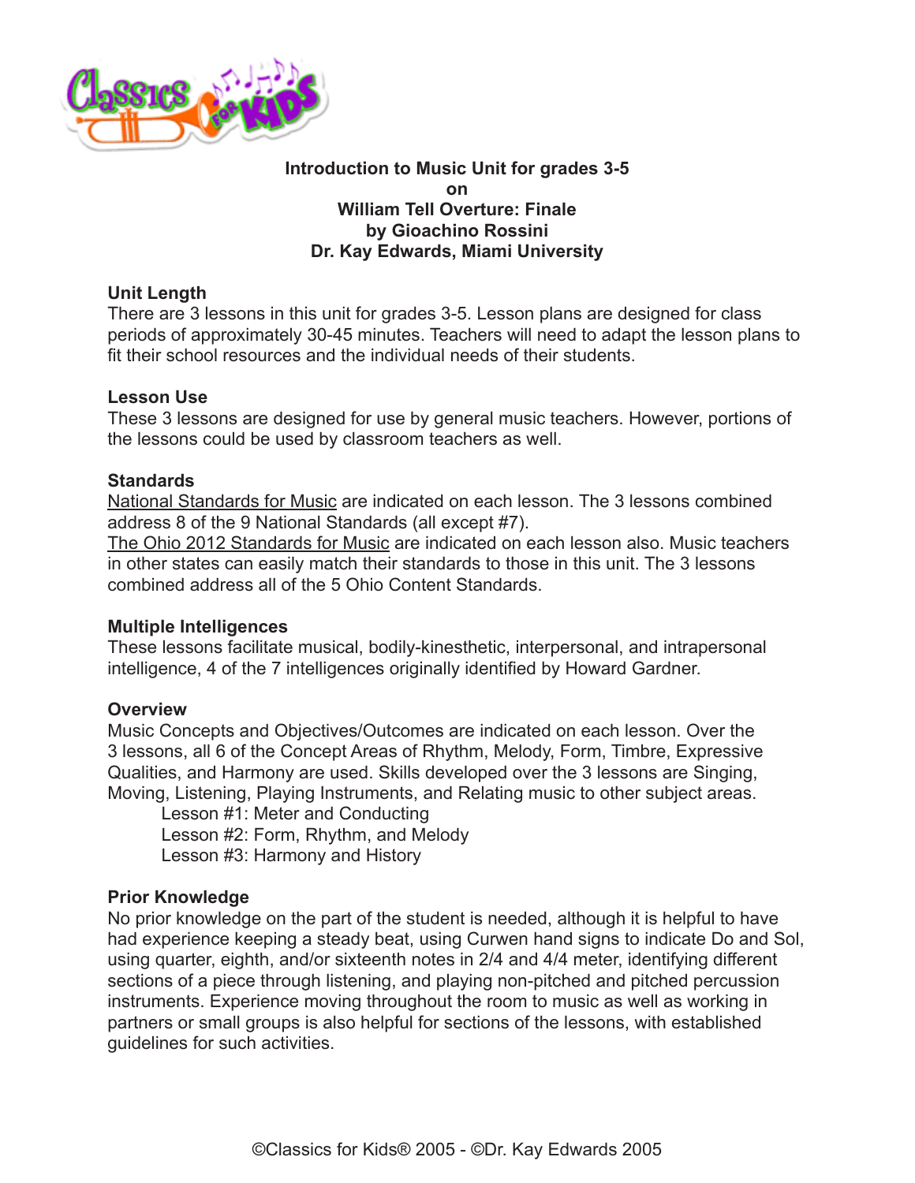**Introduction to Music Unit for grades 3-5**
**on**
**William Tell Overture: Finale**
**by Gioachino Rossini**
**Dr. Kay Edwards, Miami University**

### Unit Length

There are 3 lessons in this unit for grades 3-5. Lesson plans are designed for class periods of approximately 30-45 minutes. Teachers will need to adapt the lesson plans to fit their school resources and the individual needs of their students.

### Lesson Use

These 3 lessons are designed for use by general music teachers. However, portions of the lessons could be used by classroom teachers as well.

### Standards

National Standards for Music are indicated on each lesson. The 3 lessons combined address 8 of the 9 National Standards (all except #7).
The Ohio 2012 Standards for Music are indicated on each lesson also. Music teachers in other states can easily match their standards to those in this unit. The 3 lessons combined address all of the 5 Ohio Content Standards.

### Multiple Intelligences

These lessons facilitate musical, bodily-kinesthetic, interpersonal, and intrapersonal intelligence, 4 of the 7 intelligences originally identified by Howard Gardner.

### Overview

Music Concepts and Objectives/Outcomes are indicated on each lesson. Over the 3 lessons, all 6 of the Concept Areas of Rhythm, Melody, Form, Timbre, Expressive Qualities, and Harmony are used. Skills developed over the 3 lessons are Singing, Moving, Listening, Playing Instruments, and Relating music to other subject areas.

Lesson #1: Meter and Conducting
Lesson #2: Form, Rhythm, and Melody
Lesson #3: Harmony and History

### Prior Knowledge

No prior knowledge on the part of the student is needed, although it is helpful to have had experience keeping a steady beat, using Curwen hand signs to indicate Do and Sol, using quarter, eighth, and/or sixteenth notes in 2/4 and 4/4 meter, identifying different sections of a piece through listening, and playing non-pitched and pitched percussion instruments. Experience moving throughout the room to music as well as working in partners or small groups is also helpful for sections of the lessons, with established guidelines for such activities.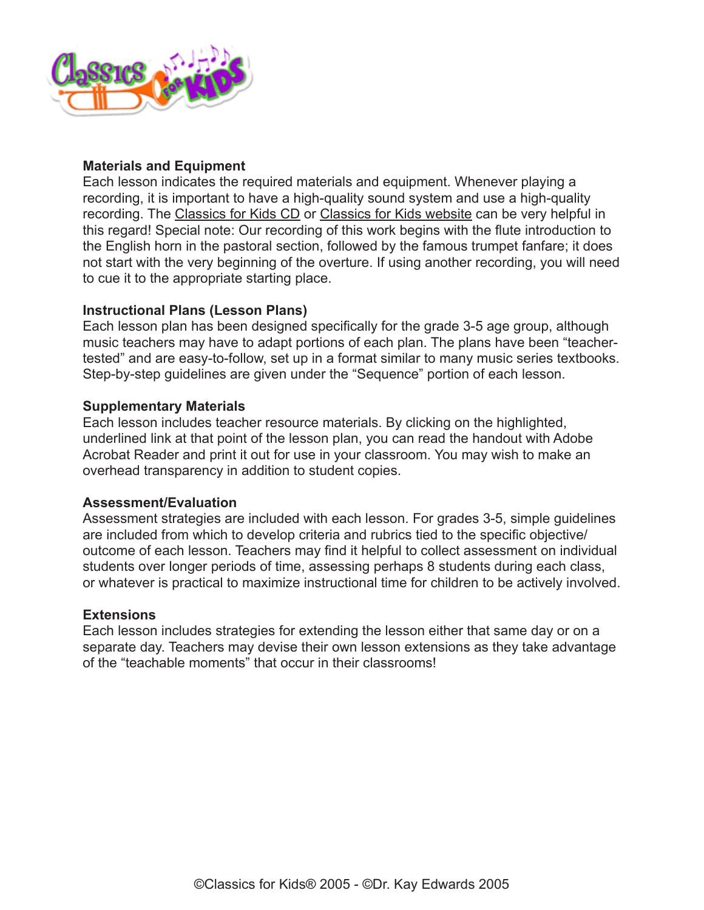### Materials and Equipment

Each lesson indicates the required materials and equipment. Whenever playing a recording, it is important to have a high-quality sound system and use a high-quality recording. The Classics for Kids CD or Classics for Kids website can be very helpful in this regard! Special note: Our recording of this work begins with the flute introduction to the English horn in the pastoral section, followed by the famous trumpet fanfare; it does not start with the very beginning of the overture. If using another recording, you will need to cue it to the appropriate starting place.

### Instructional Plans (Lesson Plans)

Each lesson plan has been designed specifically for the grade 3-5 age group, although music teachers may have to adapt portions of each plan. The plans have been "teacher-tested" and are easy-to-follow, set up in a format similar to many music series textbooks. Step-by-step guidelines are given under the "Sequence" portion of each lesson.

### Supplementary Materials

Each lesson includes teacher resource materials. By clicking on the highlighted, underlined link at that point of the lesson plan, you can read the handout with Adobe Acrobat Reader and print it out for use in your classroom. You may wish to make an overhead transparency in addition to student copies.

### Assessment/Evaluation

Assessment strategies are included with each lesson. For grades 3-5, simple guidelines are included from which to develop criteria and rubrics tied to the specific objective/outcome of each lesson. Teachers may find it helpful to collect assessment on individual students over longer periods of time, assessing perhaps 8 students during each class, or whatever is practical to maximize instructional time for children to be actively involved.

### Extensions

Each lesson includes strategies for extending the lesson either that same day or on a separate day. Teachers may devise their own lesson extensions as they take advantage of the "teachable moments" that occur in their classrooms!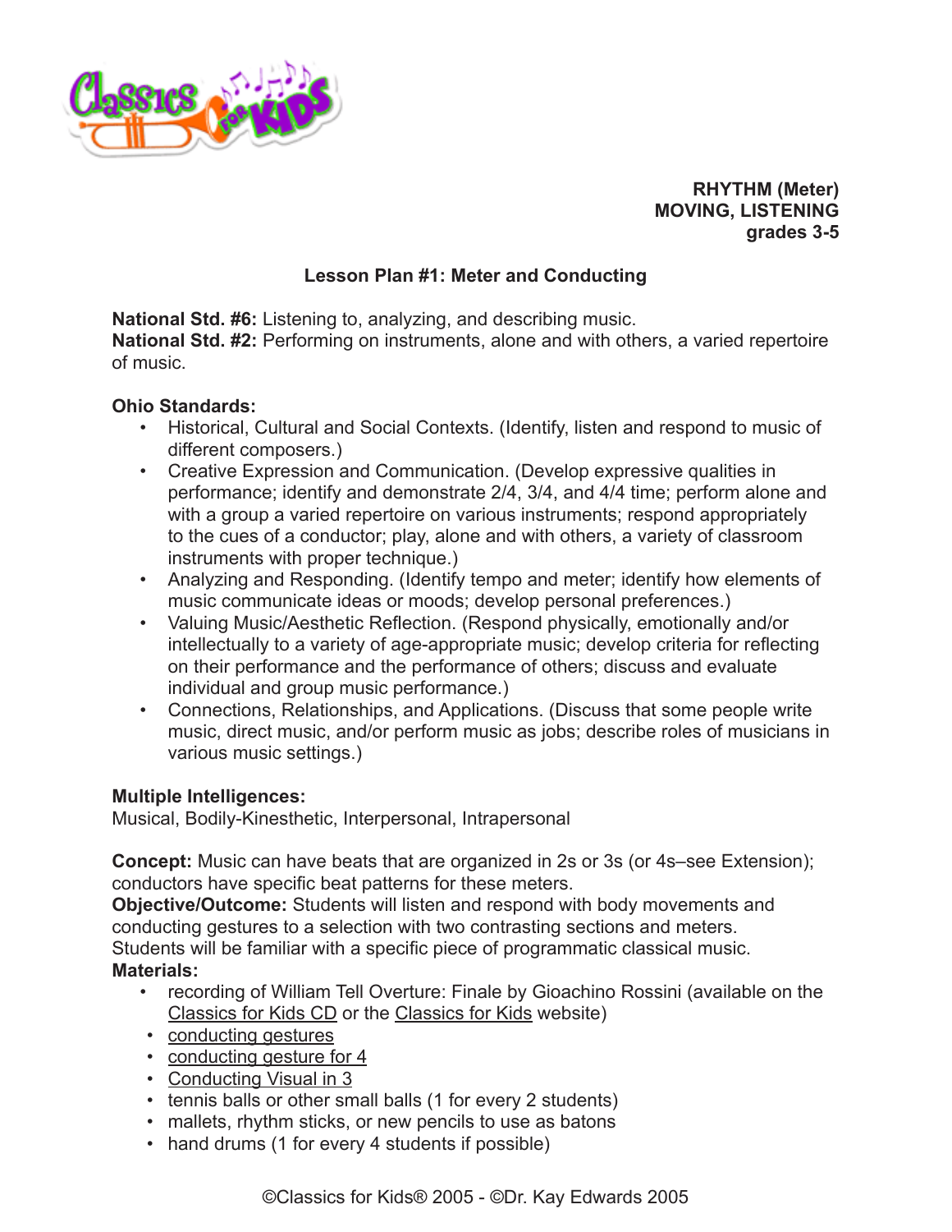**RHYTHM (Meter)**
**MOVING, LISTENING**
**grades 3-5**

## Lesson Plan #1: Meter and Conducting

**National Std. #6:** Listening to, analyzing, and describing music.
**National Std. #2:** Performing on instruments, alone and with others, a varied repertoire of music.

**Ohio Standards:**

- Historical, Cultural and Social Contexts. (Identify, listen and respond to music of different composers.)
- Creative Expression and Communication. (Develop expressive qualities in performance; identify and demonstrate 2/4, 3/4, and 4/4 time; perform alone and with a group a varied repertoire on various instruments; respond appropriately to the cues of a conductor; play, alone and with others, a variety of classroom instruments with proper technique.)
- Analyzing and Responding. (Identify tempo and meter; identify how elements of music communicate ideas or moods; develop personal preferences.)
- Valuing Music/Aesthetic Reflection. (Respond physically, emotionally and/or intellectually to a variety of age-appropriate music; develop criteria for reflecting on their performance and the performance of others; discuss and evaluate individual and group music performance.)
- Connections, Relationships, and Applications. (Discuss that some people write music, direct music, and/or perform music as jobs; describe roles of musicians in various music settings.)

**Multiple Intelligences:**
Musical, Bodily-Kinesthetic, Interpersonal, Intrapersonal

**Concept:** Music can have beats that are organized in 2s or 3s (or 4s–see Extension); conductors have specific beat patterns for these meters.
**Objective/Outcome:** Students will listen and respond with body movements and conducting gestures to a selection with two contrasting sections and meters. Students will be familiar with a specific piece of programmatic classical music.
**Materials:**

- recording of William Tell Overture: Finale by Gioachino Rossini (available on the Classics for Kids CD or the Classics for Kids website)
- conducting gestures
- conducting gesture for 4
- Conducting Visual in 3
- tennis balls or other small balls (1 for every 2 students)
- mallets, rhythm sticks, or new pencils to use as batons
- hand drums (1 for every 4 students if possible)

©Classics for Kids® 2005 - ©Dr. Kay Edwards 2005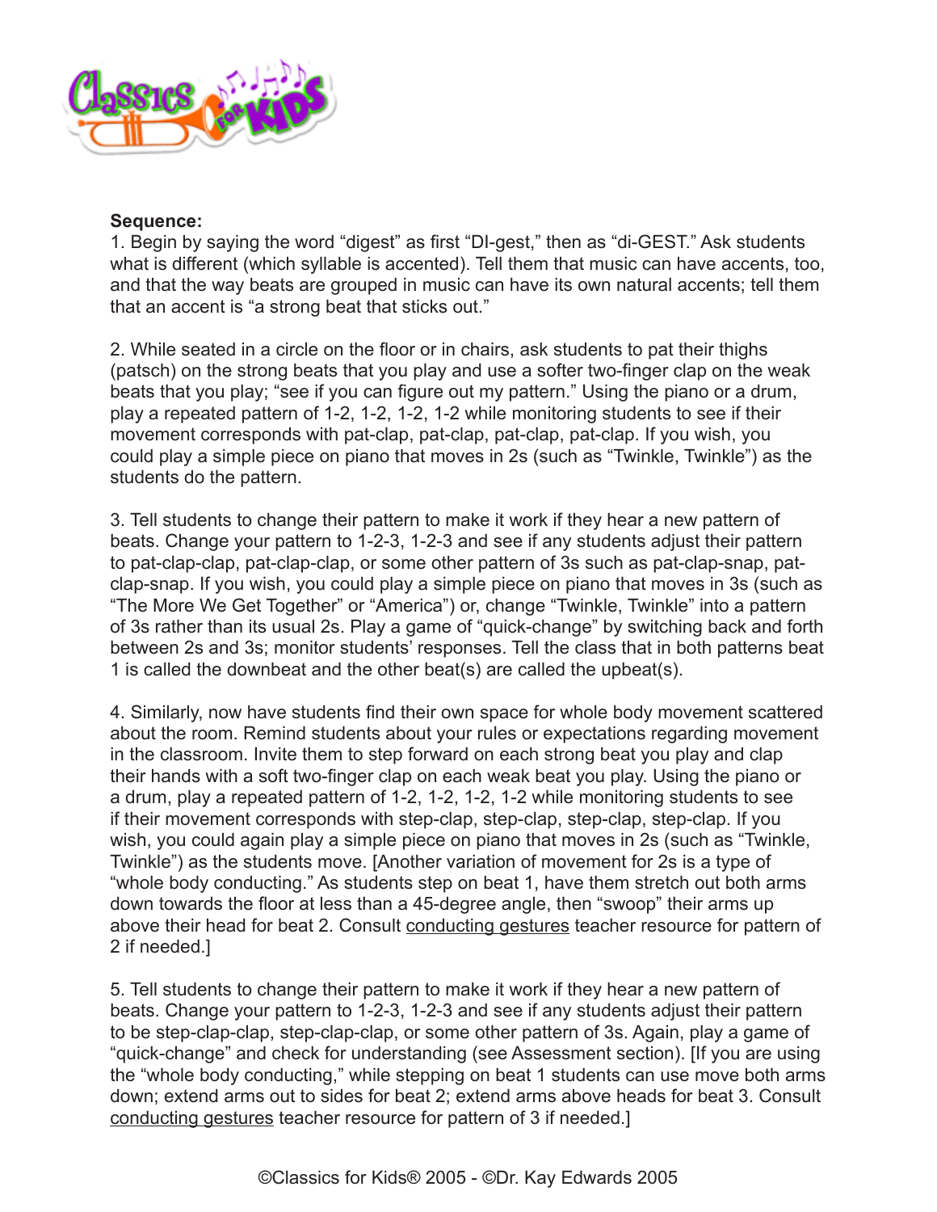**Sequence:**

1. Begin by saying the word “digest” as first “DI-gest,” then as “di-GEST.” Ask students what is different (which syllable is accented). Tell them that music can have accents, too, and that the way beats are grouped in music can have its own natural accents; tell them that an accent is “a strong beat that sticks out.”

2. While seated in a circle on the floor or in chairs, ask students to pat their thighs (patsch) on the strong beats that you play and use a softer two-finger clap on the weak beats that you play; “see if you can figure out my pattern.” Using the piano or a drum, play a repeated pattern of 1-2, 1-2, 1-2, 1-2 while monitoring students to see if their movement corresponds with pat-clap, pat-clap, pat-clap, pat-clap. If you wish, you could play a simple piece on piano that moves in 2s (such as “Twinkle, Twinkle”) as the students do the pattern.

3. Tell students to change their pattern to make it work if they hear a new pattern of beats. Change your pattern to 1-2-3, 1-2-3 and see if any students adjust their pattern to pat-clap-clap, pat-clap-clap, or some other pattern of 3s such as pat-clap-snap, pat-clap-snap. If you wish, you could play a simple piece on piano that moves in 3s (such as “The More We Get Together” or “America”) or, change “Twinkle, Twinkle” into a pattern of 3s rather than its usual 2s. Play a game of “quick-change” by switching back and forth between 2s and 3s; monitor students’ responses. Tell the class that in both patterns beat 1 is called the downbeat and the other beat(s) are called the upbeat(s).

4. Similarly, now have students find their own space for whole body movement scattered about the room. Remind students about your rules or expectations regarding movement in the classroom. Invite them to step forward on each strong beat you play and clap their hands with a soft two-finger clap on each weak beat you play. Using the piano or a drum, play a repeated pattern of 1-2, 1-2, 1-2, 1-2 while monitoring students to see if their movement corresponds with step-clap, step-clap, step-clap, step-clap. If you wish, you could again play a simple piece on piano that moves in 2s (such as “Twinkle, Twinkle”) as the students move. [Another variation of movement for 2s is a type of “whole body conducting.” As students step on beat 1, have them stretch out both arms down towards the floor at less than a 45-degree angle, then “swoop” their arms up above their head for beat 2. Consult conducting gestures teacher resource for pattern of 2 if needed.]

5. Tell students to change their pattern to make it work if they hear a new pattern of beats. Change your pattern to 1-2-3, 1-2-3 and see if any students adjust their pattern to be step-clap-clap, step-clap-clap, or some other pattern of 3s. Again, play a game of “quick-change” and check for understanding (see Assessment section). [If you are using the “whole body conducting,” while stepping on beat 1 students can use move both arms down; extend arms out to sides for beat 2; extend arms above heads for beat 3. Consult conducting gestures teacher resource for pattern of 3 if needed.]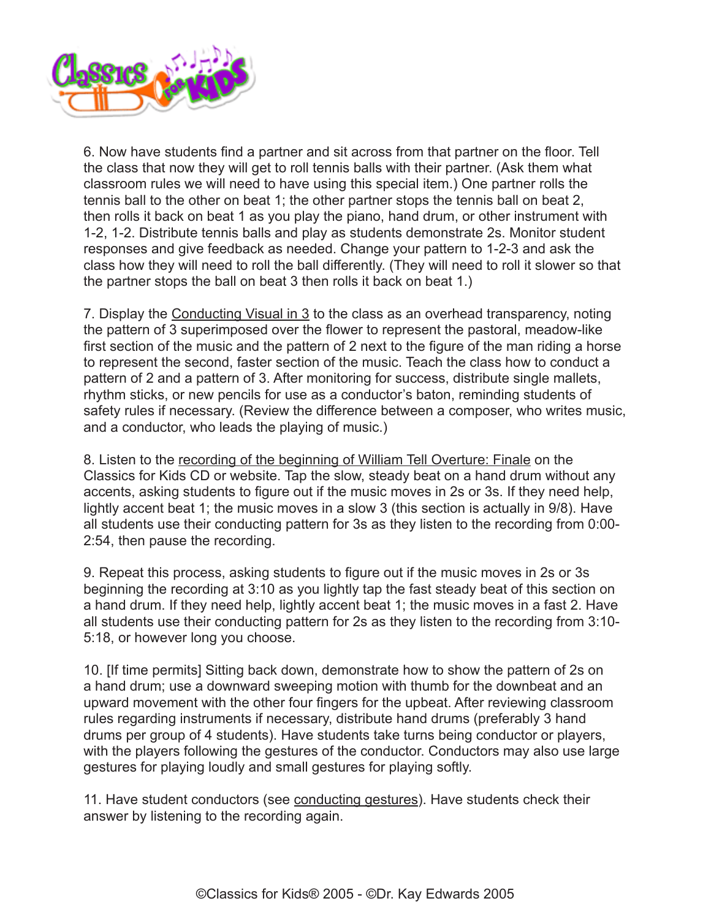6. Now have students find a partner and sit across from that partner on the floor. Tell the class that now they will get to roll tennis balls with their partner. (Ask them what classroom rules we will need to have using this special item.) One partner rolls the tennis ball to the other on beat 1; the other partner stops the tennis ball on beat 2, then rolls it back on beat 1 as you play the piano, hand drum, or other instrument with 1-2, 1-2. Distribute tennis balls and play as students demonstrate 2s. Monitor student responses and give feedback as needed. Change your pattern to 1-2-3 and ask the class how they will need to roll the ball differently. (They will need to roll it slower so that the partner stops the ball on beat 3 then rolls it back on beat 1.)

7. Display the Conducting Visual in 3 to the class as an overhead transparency, noting the pattern of 3 superimposed over the flower to represent the pastoral, meadow-like first section of the music and the pattern of 2 next to the figure of the man riding a horse to represent the second, faster section of the music. Teach the class how to conduct a pattern of 2 and a pattern of 3. After monitoring for success, distribute single mallets, rhythm sticks, or new pencils for use as a conductor's baton, reminding students of safety rules if necessary. (Review the difference between a composer, who writes music, and a conductor, who leads the playing of music.)

8. Listen to the recording of the beginning of William Tell Overture: Finale on the Classics for Kids CD or website. Tap the slow, steady beat on a hand drum without any accents, asking students to figure out if the music moves in 2s or 3s. If they need help, lightly accent beat 1; the music moves in a slow 3 (this section is actually in 9/8). Have all students use their conducting pattern for 3s as they listen to the recording from 0:00-2:54, then pause the recording.

9. Repeat this process, asking students to figure out if the music moves in 2s or 3s beginning the recording at 3:10 as you lightly tap the fast steady beat of this section on a hand drum. If they need help, lightly accent beat 1; the music moves in a fast 2. Have all students use their conducting pattern for 2s as they listen to the recording from 3:10-5:18, or however long you choose.

10. [If time permits] Sitting back down, demonstrate how to show the pattern of 2s on a hand drum; use a downward sweeping motion with thumb for the downbeat and an upward movement with the other four fingers for the upbeat. After reviewing classroom rules regarding instruments if necessary, distribute hand drums (preferably 3 hand drums per group of 4 students). Have students take turns being conductor or players, with the players following the gestures of the conductor. Conductors may also use large gestures for playing loudly and small gestures for playing softly.

11. Have student conductors (see conducting gestures). Have students check their answer by listening to the recording again.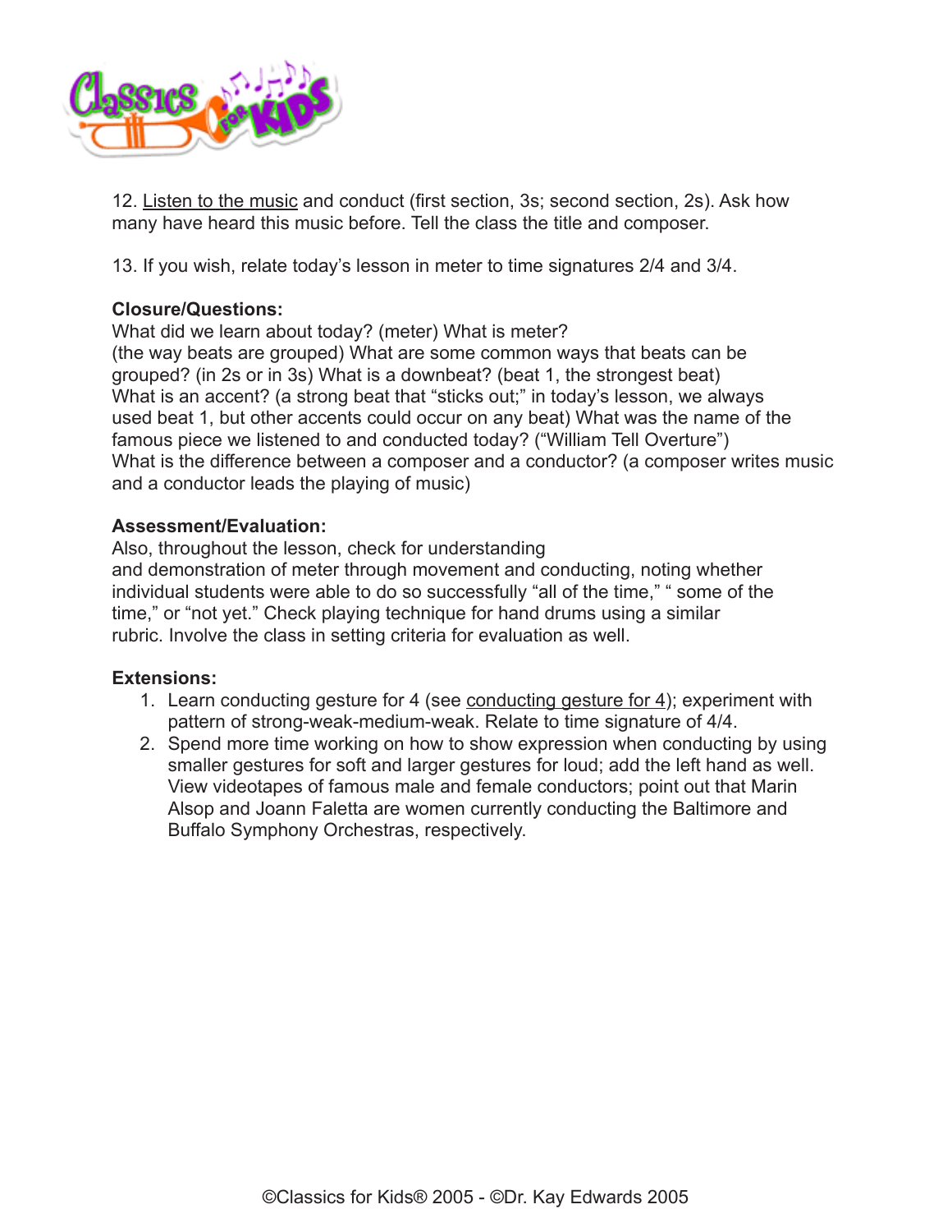12. Listen to the music and conduct (first section, 3s; second section, 2s). Ask how many have heard this music before. Tell the class the title and composer.

13. If you wish, relate today's lesson in meter to time signatures 2/4 and 3/4.

**Closure/Questions:**

What did we learn about today? (meter) What is meter? (the way beats are grouped) What are some common ways that beats can be grouped? (in 2s or in 3s) What is a downbeat? (beat 1, the strongest beat) What is an accent? (a strong beat that "sticks out;" in today's lesson, we always used beat 1, but other accents could occur on any beat) What was the name of the famous piece we listened to and conducted today? ("William Tell Overture") What is the difference between a composer and a conductor? (a composer writes music and a conductor leads the playing of music)

**Assessment/Evaluation:**

Also, throughout the lesson, check for understanding and demonstration of meter through movement and conducting, noting whether individual students were able to do so successfully "all of the time," " some of the time," or "not yet." Check playing technique for hand drums using a similar rubric. Involve the class in setting criteria for evaluation as well.

**Extensions:**

1. Learn conducting gesture for 4 (see conducting gesture for 4); experiment with pattern of strong-weak-medium-weak. Relate to time signature of 4/4.
2. Spend more time working on how to show expression when conducting by using smaller gestures for soft and larger gestures for loud; add the left hand as well. View videotapes of famous male and female conductors; point out that Marin Alsop and Joann Faletta are women currently conducting the Baltimore and Buffalo Symphony Orchestras, respectively.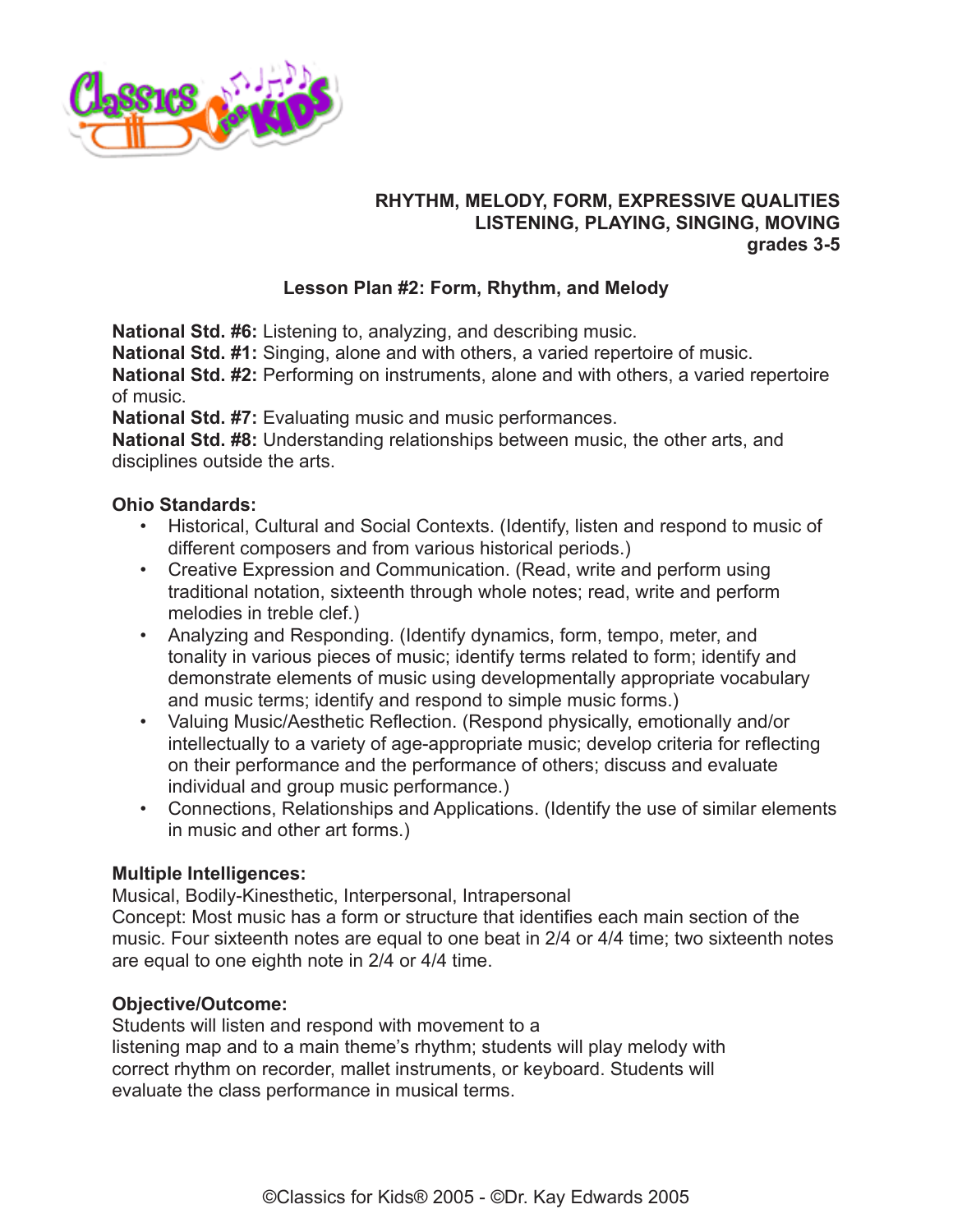**RHYTHM, MELODY, FORM, EXPRESSIVE QUALITIES**
**LISTENING, PLAYING, SINGING, MOVING**
**grades 3-5**

## Lesson Plan #2: Form, Rhythm, and Melody

**National Std. #6:** Listening to, analyzing, and describing music.
**National Std. #1:** Singing, alone and with others, a varied repertoire of music.
**National Std. #2:** Performing on instruments, alone and with others, a varied repertoire of music.
**National Std. #7:** Evaluating music and music performances.
**National Std. #8:** Understanding relationships between music, the other arts, and disciplines outside the arts.

**Ohio Standards:**

- Historical, Cultural and Social Contexts. (Identify, listen and respond to music of different composers and from various historical periods.)
- Creative Expression and Communication. (Read, write and perform using traditional notation, sixteenth through whole notes; read, write and perform melodies in treble clef.)
- Analyzing and Responding. (Identify dynamics, form, tempo, meter, and tonality in various pieces of music; identify terms related to form; identify and demonstrate elements of music using developmentally appropriate vocabulary and music terms; identify and respond to simple music forms.)
- Valuing Music/Aesthetic Reflection. (Respond physically, emotionally and/or intellectually to a variety of age-appropriate music; develop criteria for reflecting on their performance and the performance of others; discuss and evaluate individual and group music performance.)
- Connections, Relationships and Applications. (Identify the use of similar elements in music and other art forms.)

**Multiple Intelligences:**
Musical, Bodily-Kinesthetic, Interpersonal, Intrapersonal
Concept: Most music has a form or structure that identifies each main section of the music. Four sixteenth notes are equal to one beat in 2/4 or 4/4 time; two sixteenth notes are equal to one eighth note in 2/4 or 4/4 time.

**Objective/Outcome:**
Students will listen and respond with movement to a listening map and to a main theme's rhythm; students will play melody with correct rhythm on recorder, mallet instruments, or keyboard. Students will evaluate the class performance in musical terms.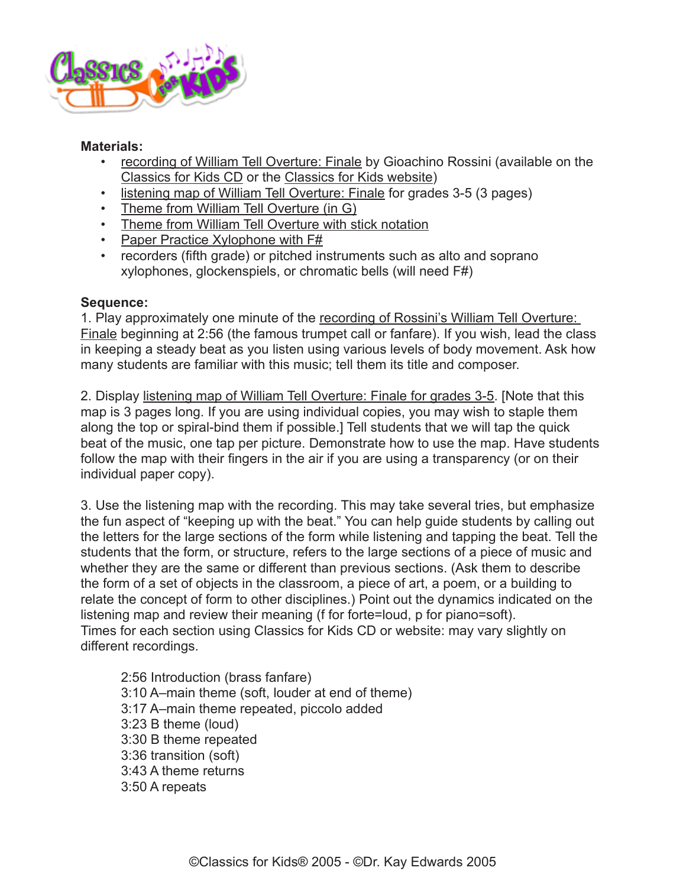**Materials:**

- recording of William Tell Overture: Finale by Gioachino Rossini (available on the Classics for Kids CD or the Classics for Kids website)
- listening map of William Tell Overture: Finale for grades 3-5 (3 pages)
- Theme from William Tell Overture (in G)
- Theme from William Tell Overture with stick notation
- Paper Practice Xylophone with F#
- recorders (fifth grade) or pitched instruments such as alto and soprano xylophones, glockenspiels, or chromatic bells (will need F#)

**Sequence:**

1. Play approximately one minute of the recording of Rossini's William Tell Overture: Finale beginning at 2:56 (the famous trumpet call or fanfare). If you wish, lead the class in keeping a steady beat as you listen using various levels of body movement. Ask how many students are familiar with this music; tell them its title and composer.

2. Display listening map of William Tell Overture: Finale for grades 3-5. [Note that this map is 3 pages long. If you are using individual copies, you may wish to staple them along the top or spiral-bind them if possible.] Tell students that we will tap the quick beat of the music, one tap per picture. Demonstrate how to use the map. Have students follow the map with their fingers in the air if you are using a transparency (or on their individual paper copy).

3. Use the listening map with the recording. This may take several tries, but emphasize the fun aspect of "keeping up with the beat." You can help guide students by calling out the letters for the large sections of the form while listening and tapping the beat. Tell the students that the form, or structure, refers to the large sections of a piece of music and whether they are the same or different than previous sections. (Ask them to describe the form of a set of objects in the classroom, a piece of art, a poem, or a building to relate the concept of form to other disciplines.) Point out the dynamics indicated on the listening map and review their meaning (f for forte=loud, p for piano=soft).
Times for each section using Classics for Kids CD or website: may vary slightly on different recordings.

> 2:56 Introduction (brass fanfare)
> 3:10 A–main theme (soft, louder at end of theme)
> 3:17 A–main theme repeated, piccolo added
> 3:23 B theme (loud)
> 3:30 B theme repeated
> 3:36 transition (soft)
> 3:43 A theme returns
> 3:50 A repeats

©Classics for Kids® 2005 - ©Dr. Kay Edwards 2005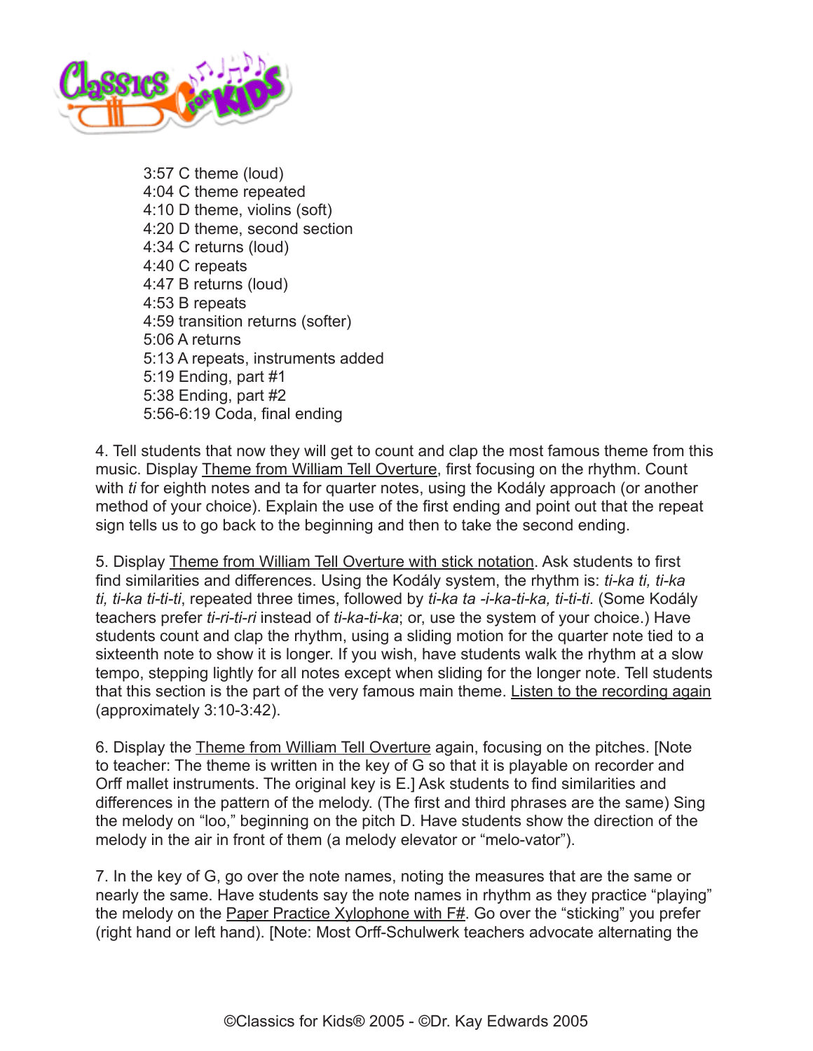3:57 C theme (loud)
4:04 C theme repeated
4:10 D theme, violins (soft)
4:20 D theme, second section
4:34 C returns (loud)
4:40 C repeats
4:47 B returns (loud)
4:53 B repeats
4:59 transition returns (softer)
5:06 A returns
5:13 A repeats, instruments added
5:19 Ending, part #1
5:38 Ending, part #2
5:56-6:19 Coda, final ending

4. Tell students that now they will get to count and clap the most famous theme from this music. Display Theme from William Tell Overture, first focusing on the rhythm. Count with *ti* for eighth notes and ta for quarter notes, using the Kodály approach (or another method of your choice). Explain the use of the first ending and point out that the repeat sign tells us to go back to the beginning and then to take the second ending.

5. Display Theme from William Tell Overture with stick notation. Ask students to first find similarities and differences. Using the Kodály system, the rhythm is: *ti-ka ti, ti-ka ti, ti-ka ti-ti-ti*, repeated three times, followed by *ti-ka ta -i-ka-ti-ka, ti-ti-ti*. (Some Kodály teachers prefer *ti-ri-ti-ri* instead of *ti-ka-ti-ka*; or, use the system of your choice.) Have students count and clap the rhythm, using a sliding motion for the quarter note tied to a sixteenth note to show it is longer. If you wish, have students walk the rhythm at a slow tempo, stepping lightly for all notes except when sliding for the longer note. Tell students that this section is the part of the very famous main theme. Listen to the recording again (approximately 3:10-3:42).

6. Display the Theme from William Tell Overture again, focusing on the pitches. [Note to teacher: The theme is written in the key of G so that it is playable on recorder and Orff mallet instruments. The original key is E.] Ask students to find similarities and differences in the pattern of the melody. (The first and third phrases are the same) Sing the melody on "loo," beginning on the pitch D. Have students show the direction of the melody in the air in front of them (a melody elevator or "melo-vator").

7. In the key of G, go over the note names, noting the measures that are the same or nearly the same. Have students say the note names in rhythm as they practice "playing" the melody on the Paper Practice Xylophone with F#. Go over the "sticking" you prefer (right hand or left hand). [Note: Most Orff-Schulwerk teachers advocate alternating the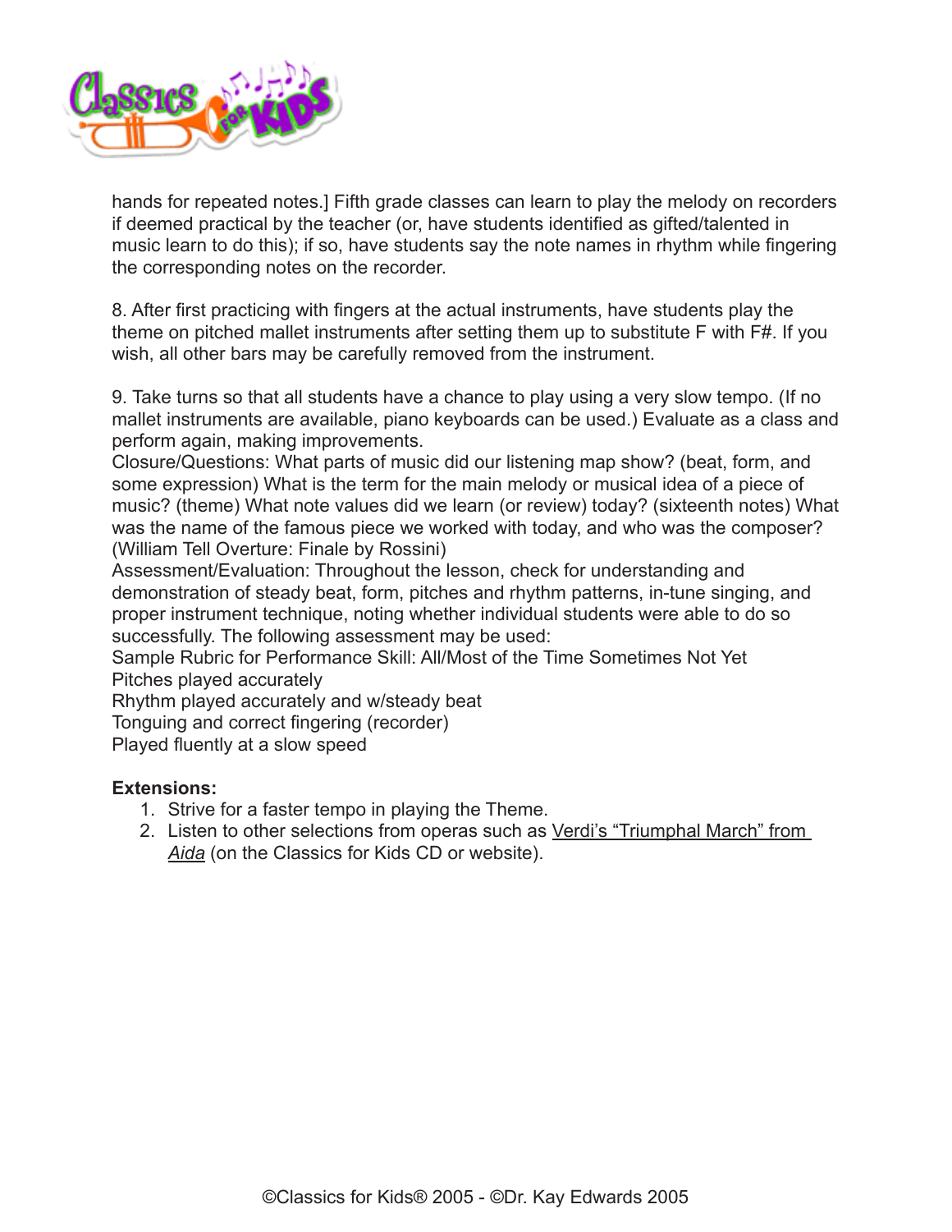hands for repeated notes.] Fifth grade classes can learn to play the melody on recorders if deemed practical by the teacher (or, have students identified as gifted/talented in music learn to do this); if so, have students say the note names in rhythm while fingering the corresponding notes on the recorder.

8. After first practicing with fingers at the actual instruments, have students play the theme on pitched mallet instruments after setting them up to substitute F with F#. If you wish, all other bars may be carefully removed from the instrument.

9. Take turns so that all students have a chance to play using a very slow tempo. (If no mallet instruments are available, piano keyboards can be used.) Evaluate as a class and perform again, making improvements.

Closure/Questions: What parts of music did our listening map show? (beat, form, and some expression) What is the term for the main melody or musical idea of a piece of music? (theme) What note values did we learn (or review) today? (sixteenth notes) What was the name of the famous piece we worked with today, and who was the composer? (William Tell Overture: Finale by Rossini)

Assessment/Evaluation: Throughout the lesson, check for understanding and demonstration of steady beat, form, pitches and rhythm patterns, in-tune singing, and proper instrument technique, noting whether individual students were able to do so successfully. The following assessment may be used:

Sample Rubric for Performance Skill: All/Most of the Time Sometimes Not Yet
Pitches played accurately
Rhythm played accurately and w/steady beat
Tonguing and correct fingering (recorder)
Played fluently at a slow speed

**Extensions:**

1. Strive for a faster tempo in playing the Theme.
2. Listen to other selections from operas such as Verdi's "Triumphal March" from *Aida* (on the Classics for Kids CD or website).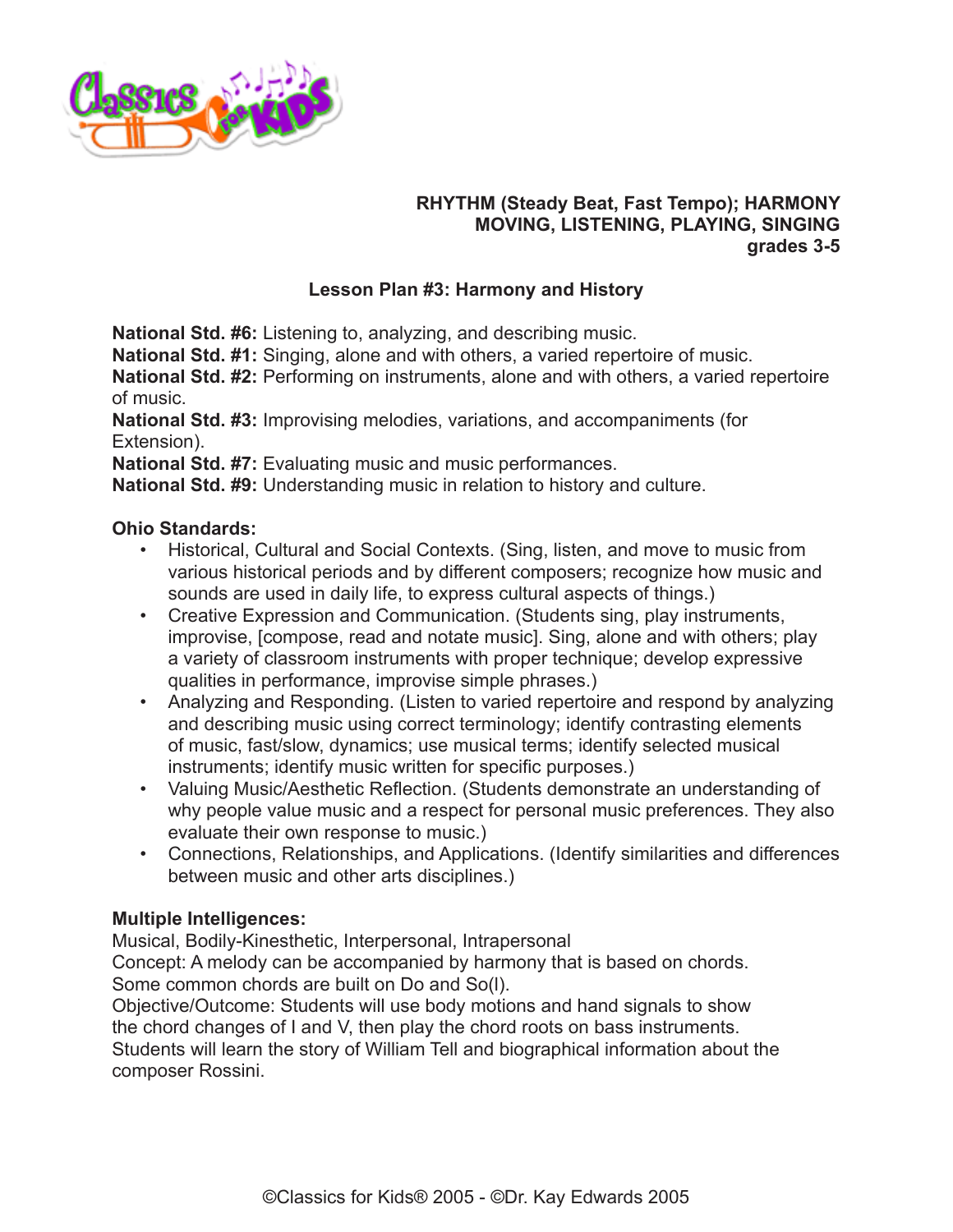**RHYTHM (Steady Beat, Fast Tempo); HARMONY**
**MOVING, LISTENING, PLAYING, SINGING**
**grades 3-5**

## Lesson Plan #3: Harmony and History

**National Std. #6:** Listening to, analyzing, and describing music.
**National Std. #1:** Singing, alone and with others, a varied repertoire of music.
**National Std. #2:** Performing on instruments, alone and with others, a varied repertoire of music.
**National Std. #3:** Improvising melodies, variations, and accompaniments (for Extension).
**National Std. #7:** Evaluating music and music performances.
**National Std. #9:** Understanding music in relation to history and culture.

**Ohio Standards:**

- Historical, Cultural and Social Contexts. (Sing, listen, and move to music from various historical periods and by different composers; recognize how music and sounds are used in daily life, to express cultural aspects of things.)
- Creative Expression and Communication. (Students sing, play instruments, improvise, [compose, read and notate music]. Sing, alone and with others; play a variety of classroom instruments with proper technique; develop expressive qualities in performance, improvise simple phrases.)
- Analyzing and Responding. (Listen to varied repertoire and respond by analyzing and describing music using correct terminology; identify contrasting elements of music, fast/slow, dynamics; use musical terms; identify selected musical instruments; identify music written for specific purposes.)
- Valuing Music/Aesthetic Reflection. (Students demonstrate an understanding of why people value music and a respect for personal music preferences. They also evaluate their own response to music.)
- Connections, Relationships, and Applications. (Identify similarities and differences between music and other arts disciplines.)

**Multiple Intelligences:**
Musical, Bodily-Kinesthetic, Interpersonal, Intrapersonal
Concept: A melody can be accompanied by harmony that is based on chords. Some common chords are built on Do and So(l).
Objective/Outcome: Students will use body motions and hand signals to show the chord changes of I and V, then play the chord roots on bass instruments. Students will learn the story of William Tell and biographical information about the composer Rossini.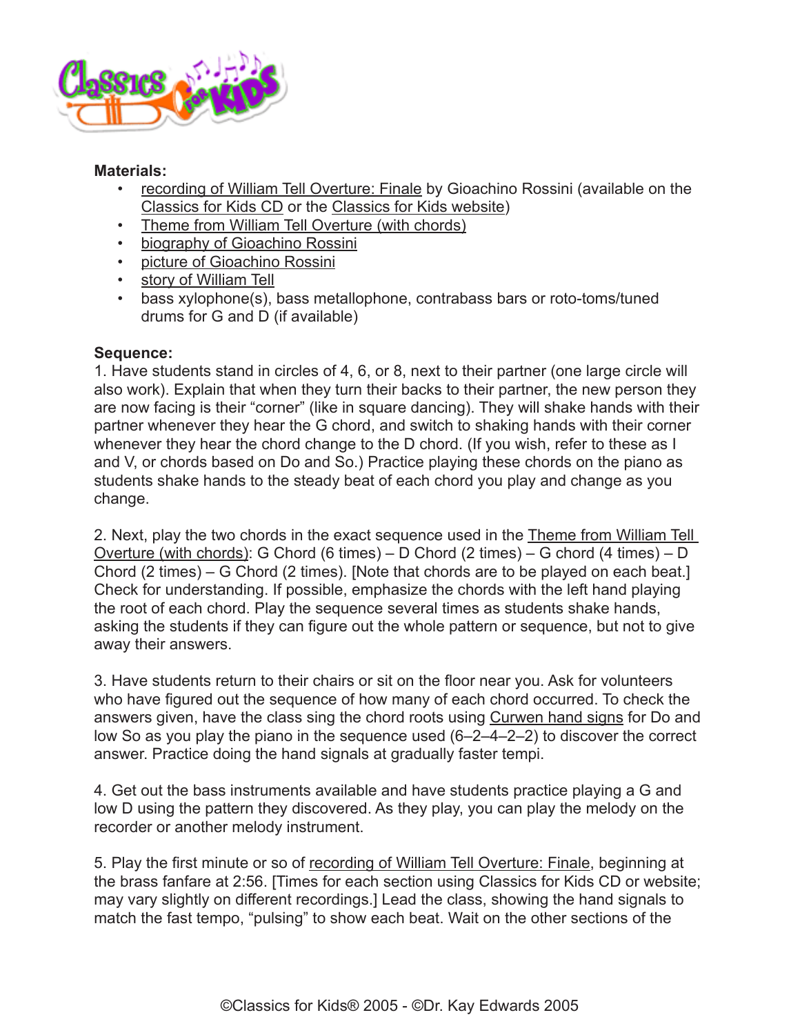**Materials:**

- recording of William Tell Overture: Finale by Gioachino Rossini (available on the Classics for Kids CD or the Classics for Kids website)
- Theme from William Tell Overture (with chords)
- biography of Gioachino Rossini
- picture of Gioachino Rossini
- story of William Tell
- bass xylophone(s), bass metallophone, contrabass bars or roto-toms/tuned drums for G and D (if available)

**Sequence:**

1. Have students stand in circles of 4, 6, or 8, next to their partner (one large circle will also work). Explain that when they turn their backs to their partner, the new person they are now facing is their "corner" (like in square dancing). They will shake hands with their partner whenever they hear the G chord, and switch to shaking hands with their corner whenever they hear the chord change to the D chord. (If you wish, refer to these as I and V, or chords based on Do and So.) Practice playing these chords on the piano as students shake hands to the steady beat of each chord you play and change as you change.

2. Next, play the two chords in the exact sequence used in the Theme from William Tell Overture (with chords): G Chord (6 times) – D Chord (2 times) – G chord (4 times) – D Chord (2 times) – G Chord (2 times). [Note that chords are to be played on each beat.] Check for understanding. If possible, emphasize the chords with the left hand playing the root of each chord. Play the sequence several times as students shake hands, asking the students if they can figure out the whole pattern or sequence, but not to give away their answers.

3. Have students return to their chairs or sit on the floor near you. Ask for volunteers who have figured out the sequence of how many of each chord occurred. To check the answers given, have the class sing the chord roots using Curwen hand signs for Do and low So as you play the piano in the sequence used (6–2–4–2–2) to discover the correct answer. Practice doing the hand signals at gradually faster tempi.

4. Get out the bass instruments available and have students practice playing a G and low D using the pattern they discovered. As they play, you can play the melody on the recorder or another melody instrument.

5. Play the first minute or so of recording of William Tell Overture: Finale, beginning at the brass fanfare at 2:56. [Times for each section using Classics for Kids CD or website; may vary slightly on different recordings.] Lead the class, showing the hand signals to match the fast tempo, "pulsing" to show each beat. Wait on the other sections of the

©Classics for Kids® 2005 - ©Dr. Kay Edwards 2005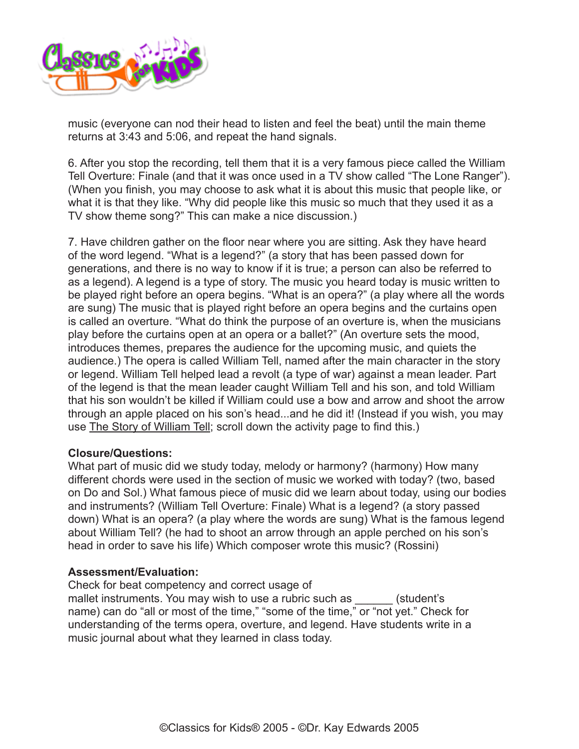music (everyone can nod their head to listen and feel the beat) until the main theme returns at 3:43 and 5:06, and repeat the hand signals.

6. After you stop the recording, tell them that it is a very famous piece called the William Tell Overture: Finale (and that it was once used in a TV show called "The Lone Ranger"). (When you finish, you may choose to ask what it is about this music that people like, or what it is that they like. "Why did people like this music so much that they used it as a TV show theme song?" This can make a nice discussion.)

7. Have children gather on the floor near where you are sitting. Ask they have heard of the word legend. "What is a legend?" (a story that has been passed down for generations, and there is no way to know if it is true; a person can also be referred to as a legend). A legend is a type of story. The music you heard today is music written to be played right before an opera begins. "What is an opera?" (a play where all the words are sung) The music that is played right before an opera begins and the curtains open is called an overture. "What do think the purpose of an overture is, when the musicians play before the curtains open at an opera or a ballet?" (An overture sets the mood, introduces themes, prepares the audience for the upcoming music, and quiets the audience.) The opera is called William Tell, named after the main character in the story or legend. William Tell helped lead a revolt (a type of war) against a mean leader. Part of the legend is that the mean leader caught William Tell and his son, and told William that his son wouldn't be killed if William could use a bow and arrow and shoot the arrow through an apple placed on his son's head...and he did it! (Instead if you wish, you may use The Story of William Tell; scroll down the activity page to find this.)

**Closure/Questions:**
What part of music did we study today, melody or harmony? (harmony) How many different chords were used in the section of music we worked with today? (two, based on Do and Sol.) What famous piece of music did we learn about today, using our bodies and instruments? (William Tell Overture: Finale) What is a legend? (a story passed down) What is an opera? (a play where the words are sung) What is the famous legend about William Tell? (he had to shoot an arrow through an apple perched on his son's head in order to save his life) Which composer wrote this music? (Rossini)

**Assessment/Evaluation:**
Check for beat competency and correct usage of mallet instruments. You may wish to use a rubric such as ______ (student's name) can do "all or most of the time," "some of the time," or "not yet." Check for understanding of the terms opera, overture, and legend. Have students write in a music journal about what they learned in class today.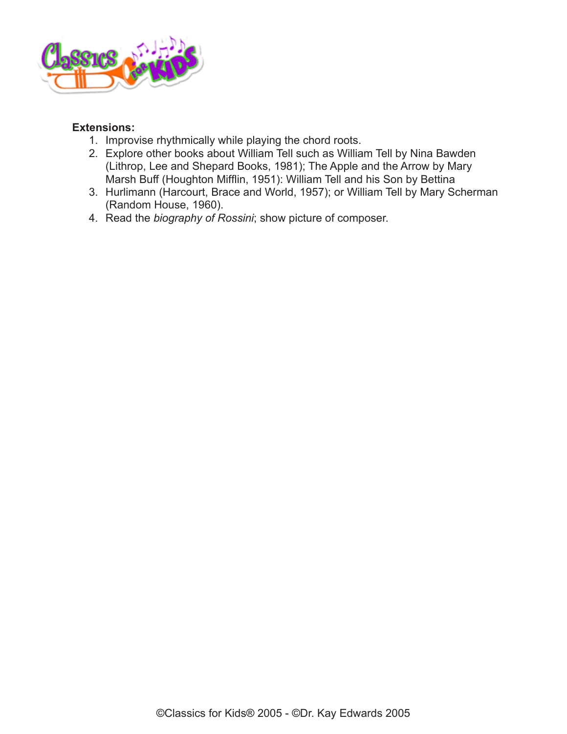**Extensions:**

1. Improvise rhythmically while playing the chord roots.
2. Explore other books about William Tell such as William Tell by Nina Bawden (Lithrop, Lee and Shepard Books, 1981); The Apple and the Arrow by Mary Marsh Buff (Houghton Mifflin, 1951): William Tell and his Son by Bettina
3. Hurlimann (Harcourt, Brace and World, 1957); or William Tell by Mary Scherman (Random House, 1960).
4. Read the *biography of Rossini*; show picture of composer.

©Classics for Kids® 2005 - ©Dr. Kay Edwards 2005